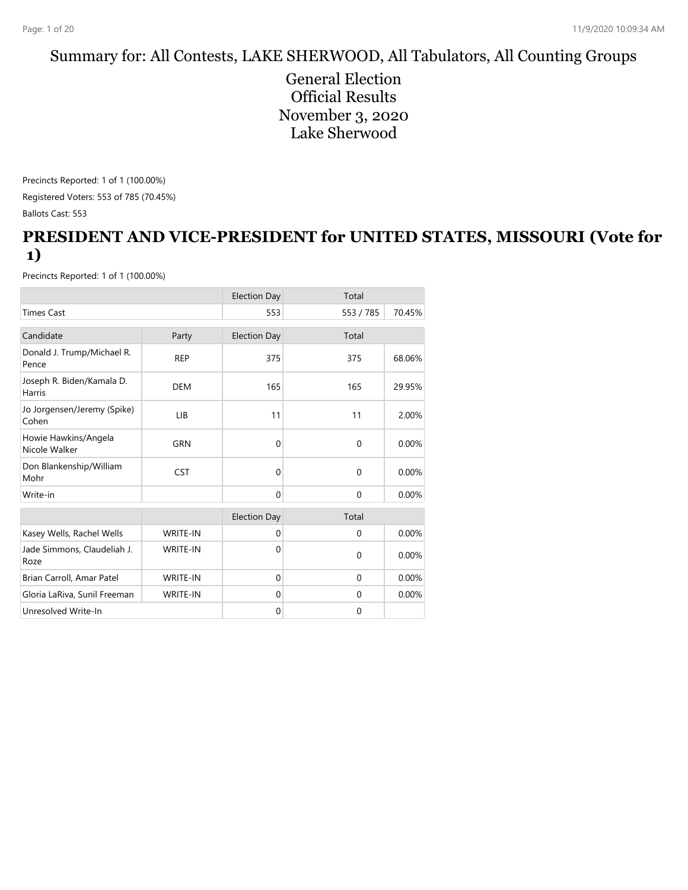# Summary for: All Contests, LAKE SHERWOOD, All Tabulators, All Counting Groups

General Election
Official Results
November 3, 2020
Lake Sherwood

Precincts Reported: 1 of 1 (100.00%)

Registered Voters: 553 of 785 (70.45%)

Ballots Cast: 553

## PRESIDENT AND VICE-PRESIDENT for UNITED STATES, MISSOURI (Vote for 1)

Precincts Reported: 1 of 1 (100.00%)

| | | Election Day | Total | |
|---|---|---|---|---|
| Times Cast | | 553 | 553 / 785 | 70.45% |

| Candidate | Party | Election Day | Total | |
|---|---|---|---|---|
| Donald J. Trump/Michael R. Pence | REP | 375 | 375 | 68.06% |
| Joseph R. Biden/Kamala D. Harris | DEM | 165 | 165 | 29.95% |
| Jo Jorgensen/Jeremy (Spike) Cohen | LIB | 11 | 11 | 2.00% |
| Howie Hawkins/Angela Nicole Walker | GRN | 0 | 0 | 0.00% |
| Don Blankenship/William Mohr | CST | 0 | 0 | 0.00% |
| Write-in | | 0 | 0 | 0.00% |

| | | Election Day | Total | |
|---|---|---|---|---|
| Kasey Wells, Rachel Wells | WRITE-IN | 0 | 0 | 0.00% |
| Jade Simmons, Claudeliah J. Roze | WRITE-IN | 0 | 0 | 0.00% |
| Brian Carroll, Amar Patel | WRITE-IN | 0 | 0 | 0.00% |
| Gloria LaRiva, Sunil Freeman | WRITE-IN | 0 | 0 | 0.00% |
| Unresolved Write-In | | 0 | 0 | |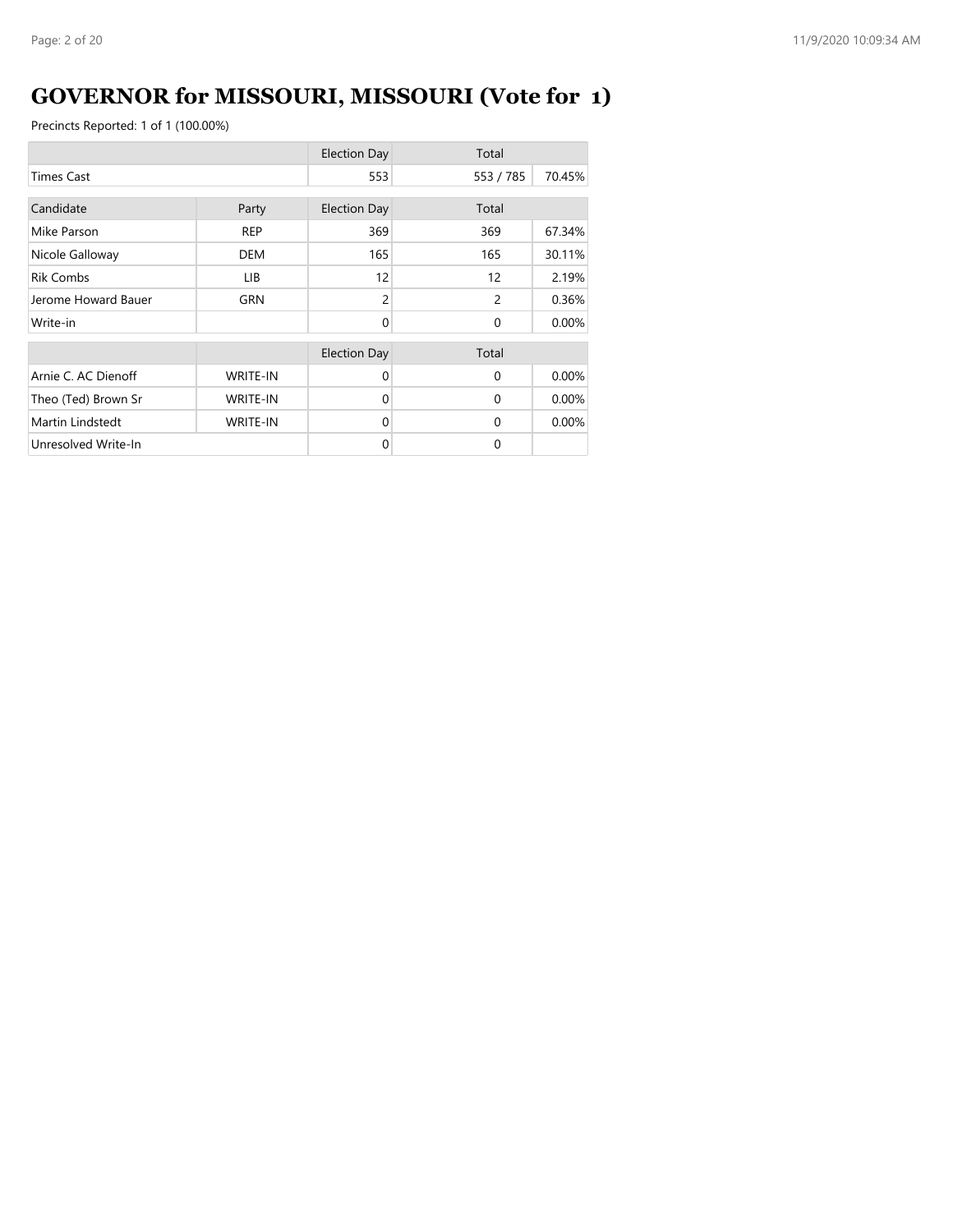# GOVERNOR for MISSOURI, MISSOURI (Vote for 1)

Precincts Reported: 1 of 1 (100.00%)

| | | Election Day | Total | |
|---|---|---|---|---|
| Times Cast | | 553 | 553 / 785 | 70.45% |

| Candidate | Party | Election Day | Total | |
|---|---|---|---|---|
| Mike Parson | REP | 369 | 369 | 67.34% |
| Nicole Galloway | DEM | 165 | 165 | 30.11% |
| Rik Combs | LIB | 12 | 12 | 2.19% |
| Jerome Howard Bauer | GRN | 2 | 2 | 0.36% |
| Write-in | | 0 | 0 | 0.00% |

| | | Election Day | Total | |
|---|---|---|---|---|
| Arnie C. AC Dienoff | WRITE-IN | 0 | 0 | 0.00% |
| Theo (Ted) Brown Sr | WRITE-IN | 0 | 0 | 0.00% |
| Martin Lindstedt | WRITE-IN | 0 | 0 | 0.00% |
| Unresolved Write-In | | 0 | 0 | |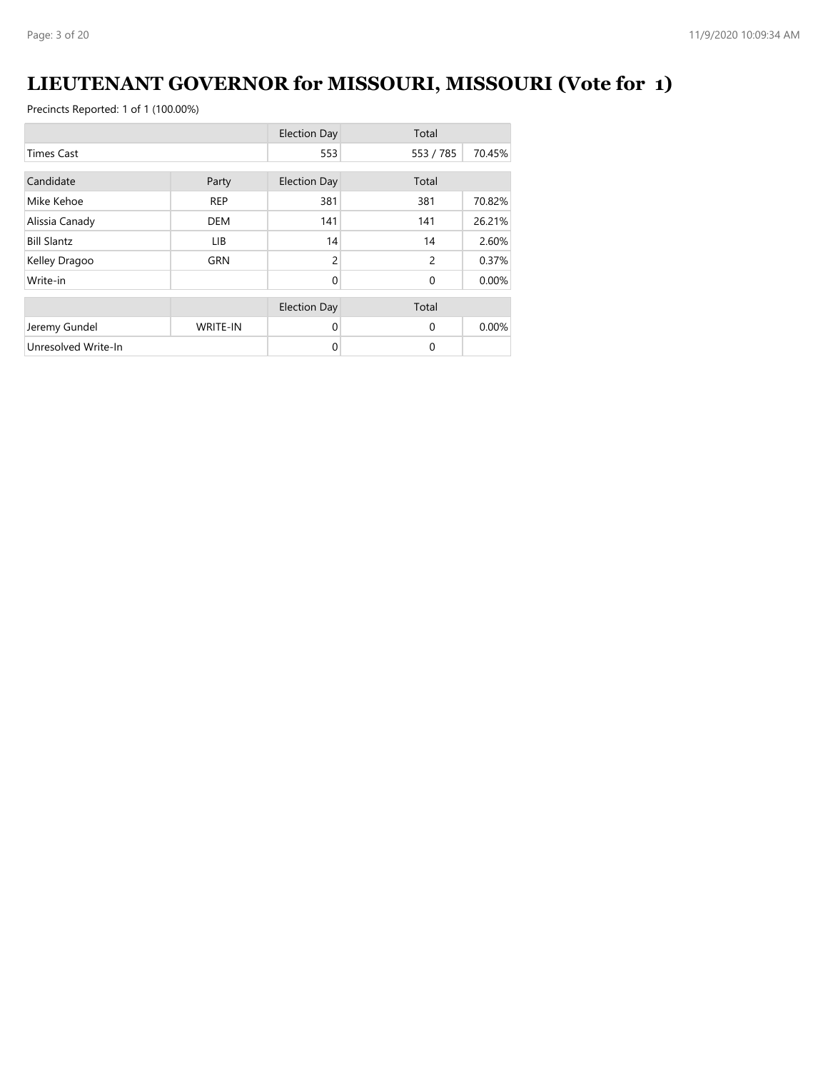# LIEUTENANT GOVERNOR for MISSOURI, MISSOURI (Vote for 1)

Precincts Reported: 1 of 1 (100.00%)

| | | Election Day | Total | |
|---|---|---|---|---|
| Times Cast | | 553 | 553 / 785 | 70.45% |

| Candidate | Party | Election Day | Total | |
|---|---|---|---|---|
| Mike Kehoe | REP | 381 | 381 | 70.82% |
| Alissia Canady | DEM | 141 | 141 | 26.21% |
| Bill Slantz | LIB | 14 | 14 | 2.60% |
| Kelley Dragoo | GRN | 2 | 2 | 0.37% |
| Write-in | | 0 | 0 | 0.00% |

| | | Election Day | Total | |
|---|---|---|---|---|
| Jeremy Gundel | WRITE-IN | 0 | 0 | 0.00% |
| Unresolved Write-In | | 0 | 0 | |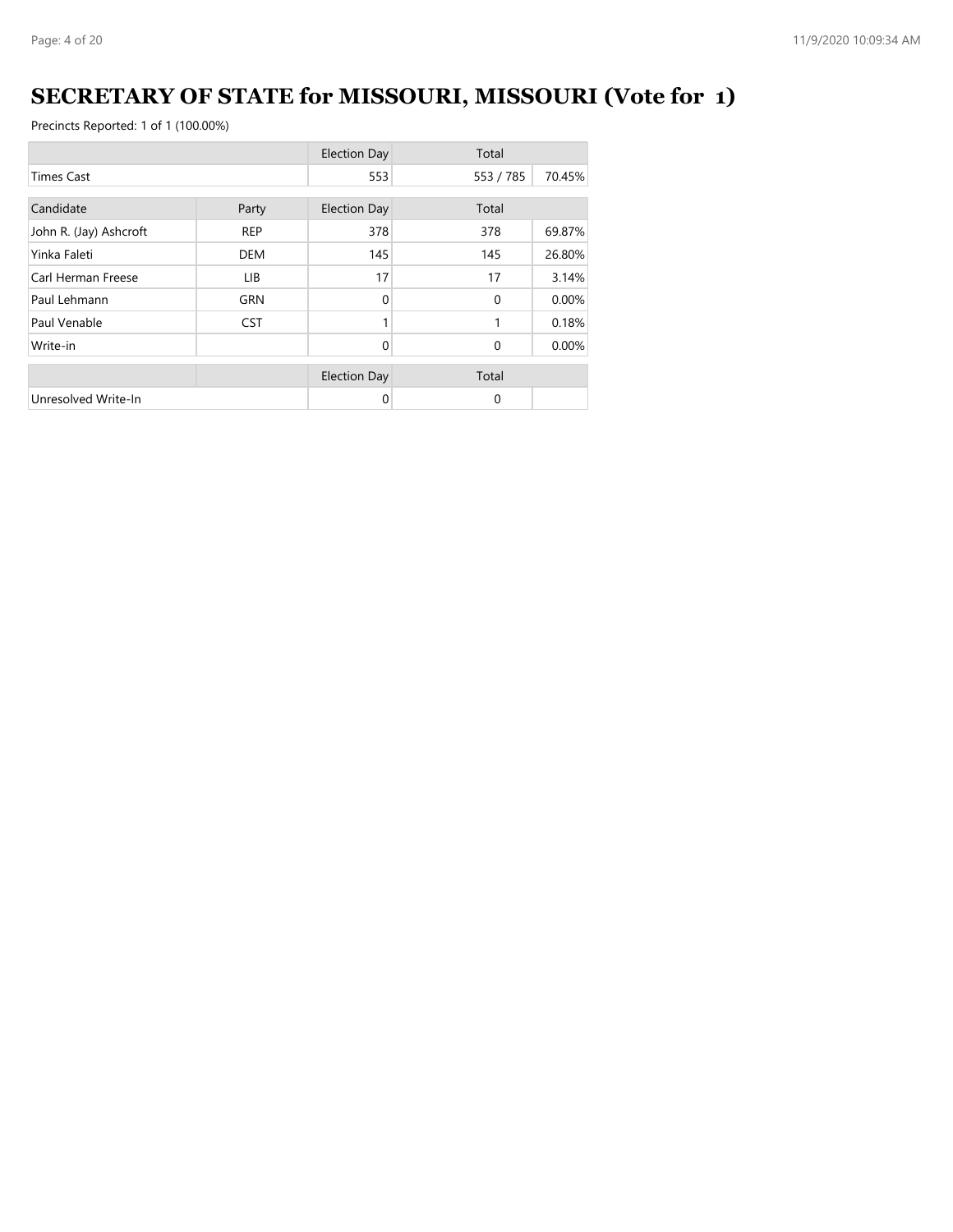# SECRETARY OF STATE for MISSOURI, MISSOURI (Vote for 1)

Precincts Reported: 1 of 1 (100.00%)

| | | Election Day | Total | |
|---|---|---|---|---|
| Times Cast | | 553 | 553 / 785 | 70.45% |

| Candidate | Party | Election Day | Total | |
|---|---|---|---|---|
| John R. (Jay) Ashcroft | REP | 378 | 378 | 69.87% |
| Yinka Faleti | DEM | 145 | 145 | 26.80% |
| Carl Herman Freese | LIB | 17 | 17 | 3.14% |
| Paul Lehmann | GRN | 0 | 0 | 0.00% |
| Paul Venable | CST | 1 | 1 | 0.18% |
| Write-in | | 0 | 0 | 0.00% |

| | | Election Day | Total | |
|---|---|---|---|---|
| Unresolved Write-In | | 0 | 0 | |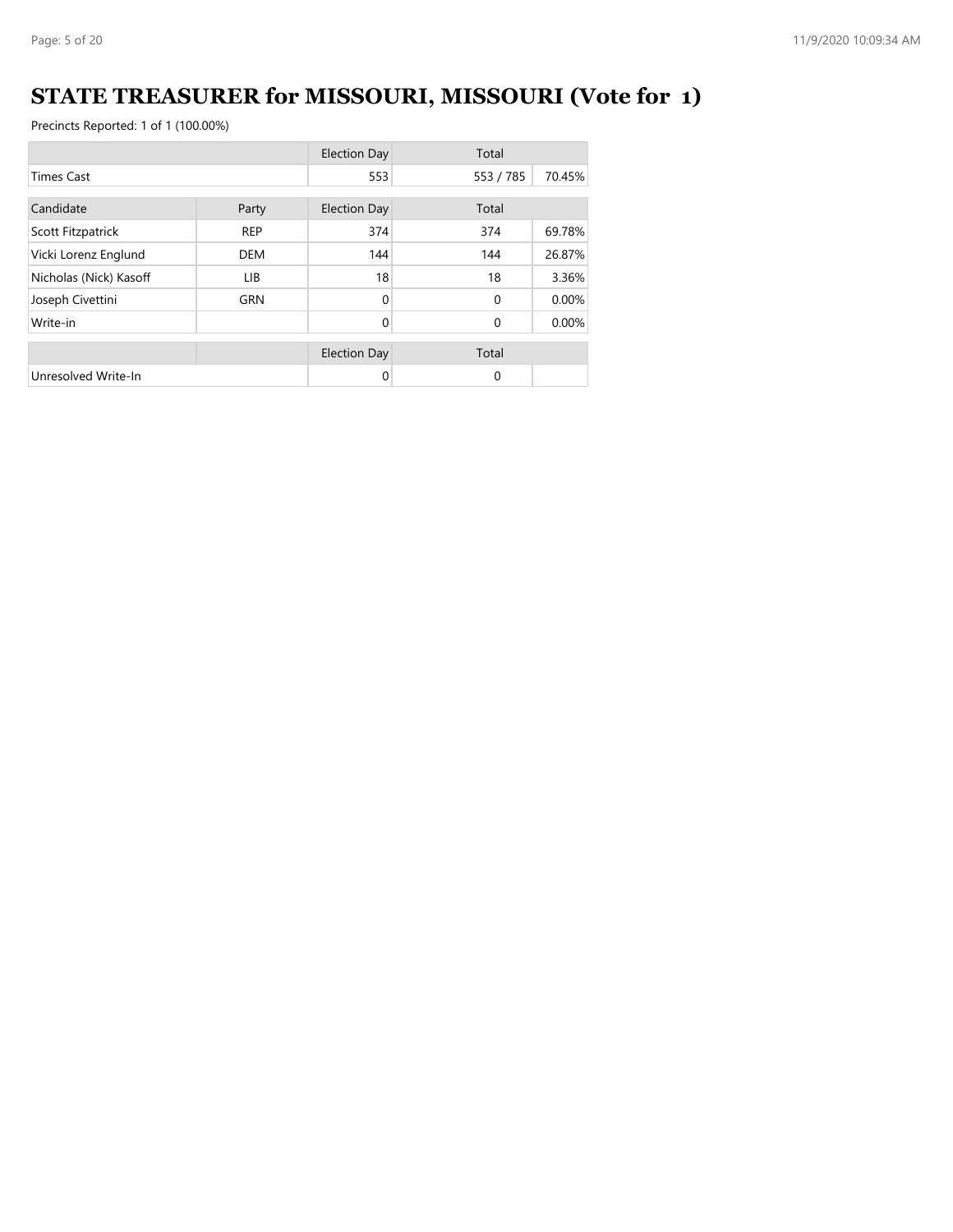# STATE TREASURER for MISSOURI, MISSOURI (Vote for 1)

Precincts Reported: 1 of 1 (100.00%)

| | | Election Day | Total | |
|---|---|---|---|---|
| Times Cast | | 553 | 553 / 785 | 70.45% |

| Candidate | Party | Election Day | Total | |
|---|---|---|---|---|
| Scott Fitzpatrick | REP | 374 | 374 | 69.78% |
| Vicki Lorenz Englund | DEM | 144 | 144 | 26.87% |
| Nicholas (Nick) Kasoff | LIB | 18 | 18 | 3.36% |
| Joseph Civettini | GRN | 0 | 0 | 0.00% |
| Write-in | | 0 | 0 | 0.00% |

| | | Election Day | Total | |
|---|---|---|---|---|
| Unresolved Write-In | | 0 | 0 | |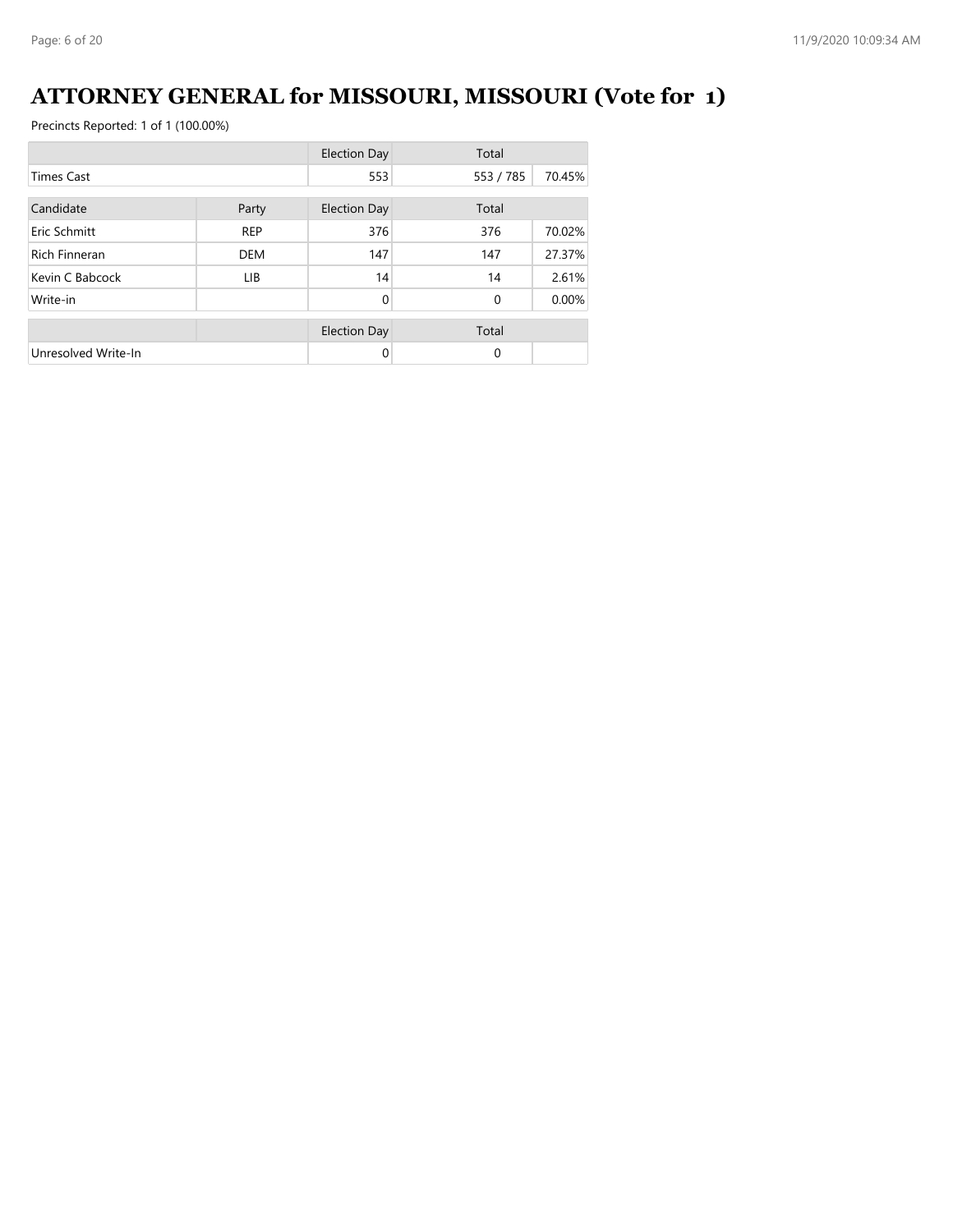# ATTORNEY GENERAL for MISSOURI, MISSOURI (Vote for 1)

Precincts Reported: 1 of 1 (100.00%)

| | | Election Day | Total | |
|---|---|---|---|---|
| Times Cast | | 553 | 553 / 785 | 70.45% |

| Candidate | Party | Election Day | Total | |
|---|---|---|---|---|
| Eric Schmitt | REP | 376 | 376 | 70.02% |
| Rich Finneran | DEM | 147 | 147 | 27.37% |
| Kevin C Babcock | LIB | 14 | 14 | 2.61% |
| Write-in | | 0 | 0 | 0.00% |

| | | Election Day | Total | |
|---|---|---|---|---|
| Unresolved Write-In | | 0 | 0 | |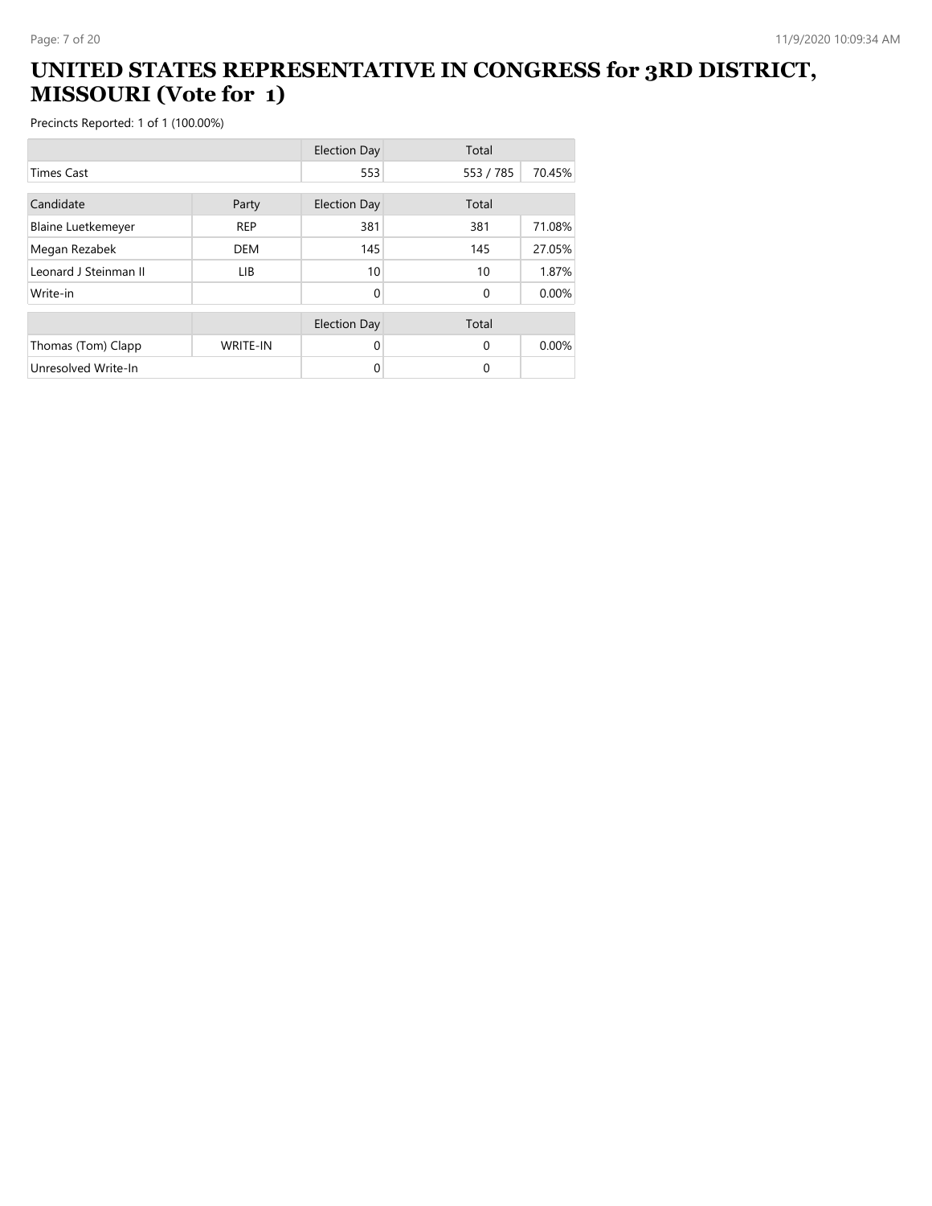# UNITED STATES REPRESENTATIVE IN CONGRESS for 3RD DISTRICT, MISSOURI (Vote for 1)

Precincts Reported: 1 of 1 (100.00%)

| | | Election Day | Total | |
|---|---|---|---|---|
| Times Cast | | 553 | 553 / 785 | 70.45% |

| Candidate | Party | Election Day | Total | |
|---|---|---|---|---|
| Blaine Luetkemeyer | REP | 381 | 381 | 71.08% |
| Megan Rezabek | DEM | 145 | 145 | 27.05% |
| Leonard J Steinman II | LIB | 10 | 10 | 1.87% |
| Write-in | | 0 | 0 | 0.00% |

| | | Election Day | Total | |
|---|---|---|---|---|
| Thomas (Tom) Clapp | WRITE-IN | 0 | 0 | 0.00% |
| Unresolved Write-In | | 0 | 0 | |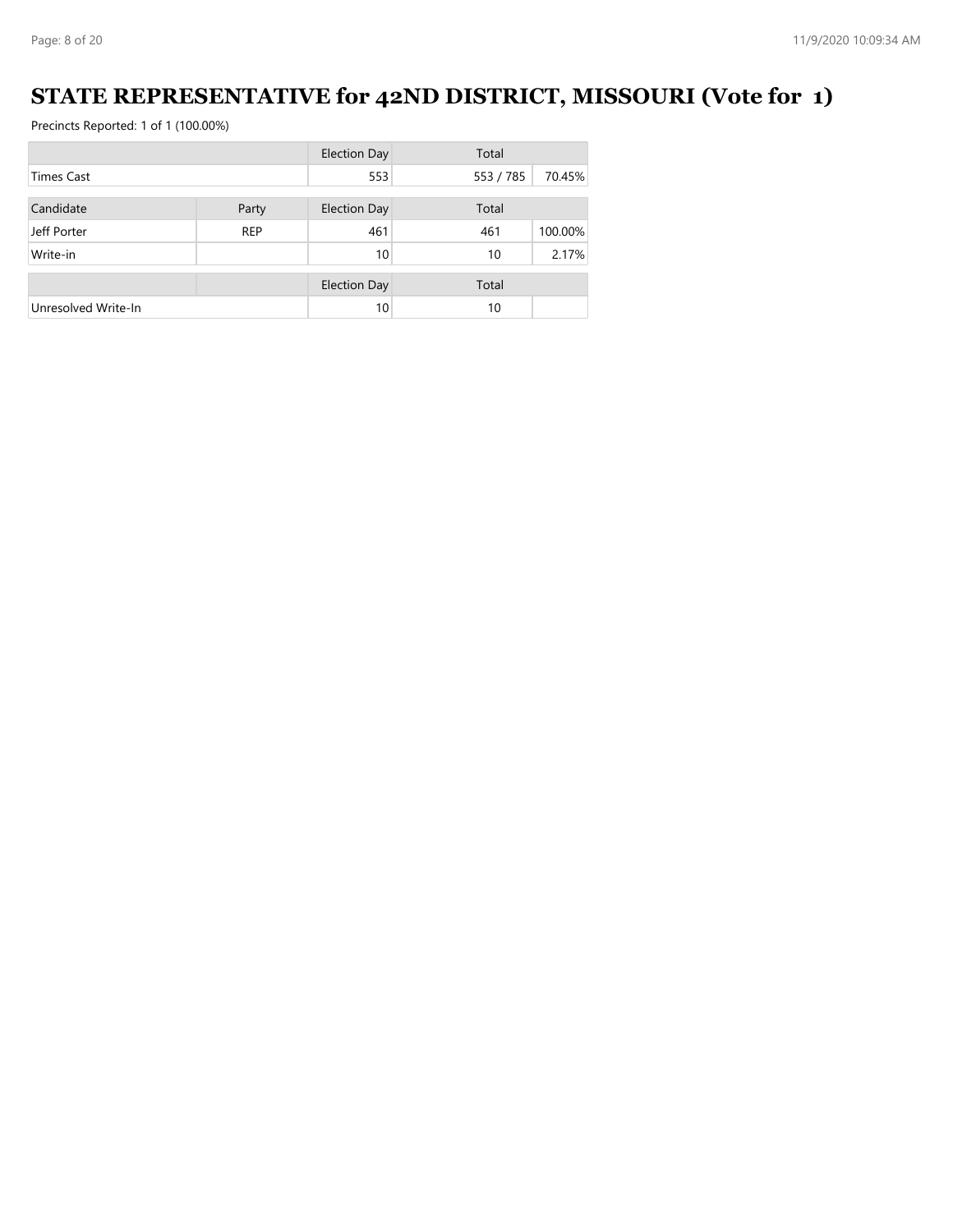# STATE REPRESENTATIVE for 42ND DISTRICT, MISSOURI (Vote for 1)

Precincts Reported: 1 of 1 (100.00%)

| | | Election Day | Total | |
|---|---|---|---|---|
| Times Cast | | 553 | 553 / 785 | 70.45% |

| Candidate | Party | Election Day | Total | |
|---|---|---|---|---|
| Jeff Porter | REP | 461 | 461 | 100.00% |
| Write-in | | 10 | 10 | 2.17% |

| | | Election Day | Total | |
|---|---|---|---|---|
| Unresolved Write-In | | 10 | 10 | |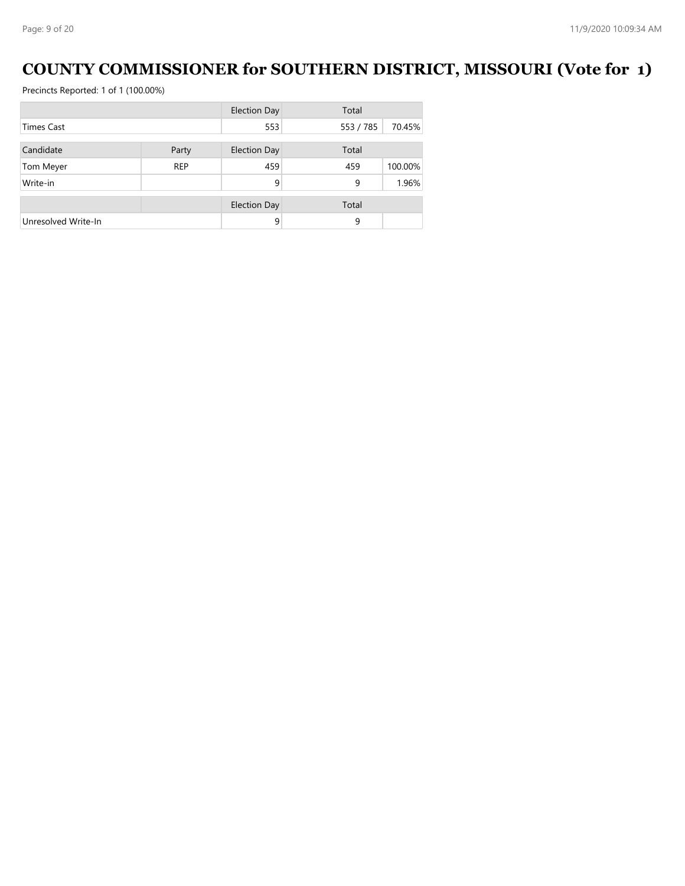# COUNTY COMMISSIONER for SOUTHERN DISTRICT, MISSOURI (Vote for 1)

Precincts Reported: 1 of 1 (100.00%)

| | | Election Day | Total | |
|---|---|---|---|---|
| Times Cast | | 553 | 553 / 785 | 70.45% |
| **Candidate** | **Party** | **Election Day** | **Total** | |
| Tom Meyer | REP | 459 | 459 | 100.00% |
| Write-in | | 9 | 9 | 1.96% |
| | | **Election Day** | **Total** | |
| Unresolved Write-In | | 9 | 9 | |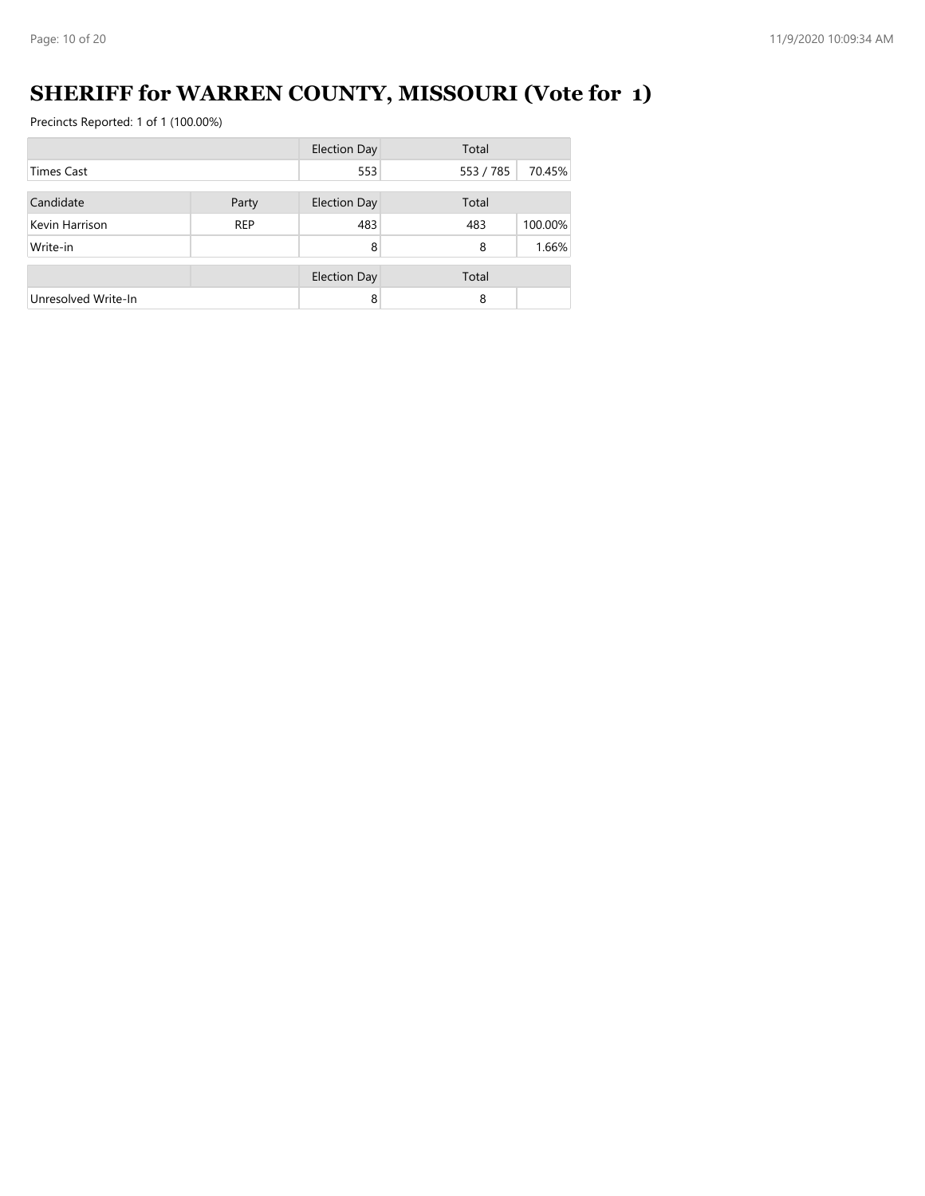# SHERIFF for WARREN COUNTY, MISSOURI (Vote for 1)

Precincts Reported: 1 of 1 (100.00%)

| | | Election Day | Total | |
|---|---|---|---|---|
| Times Cast | | 553 | 553 / 785 | 70.45% |

| Candidate | Party | Election Day | Total | |
|---|---|---|---|---|
| Kevin Harrison | REP | 483 | 483 | 100.00% |
| Write-in | | 8 | 8 | 1.66% |

| | | Election Day | Total | |
|---|---|---|---|---|
| Unresolved Write-In | | 8 | 8 | |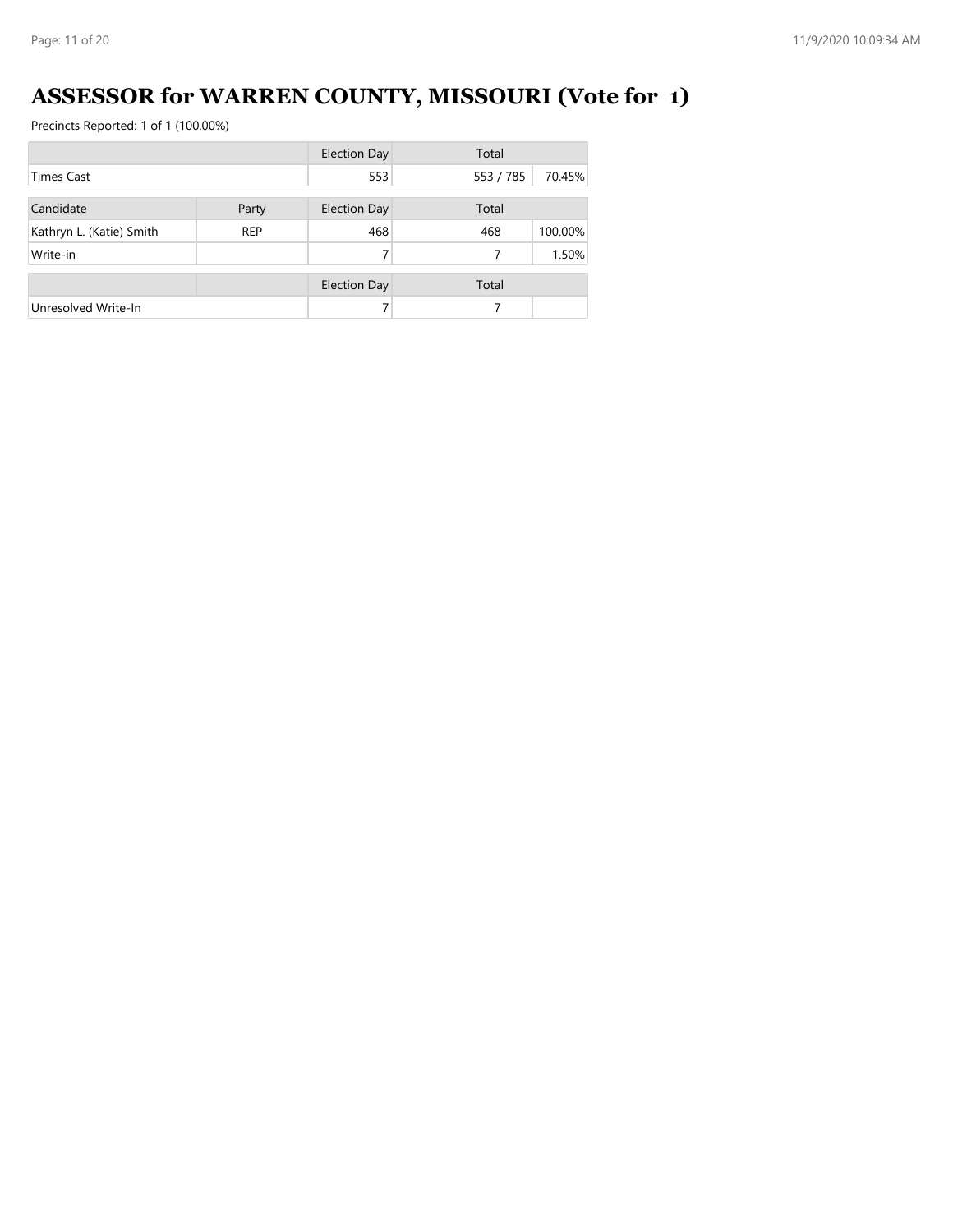# ASSESSOR for WARREN COUNTY, MISSOURI (Vote for 1)

Precincts Reported: 1 of 1 (100.00%)

| | | Election Day | Total | |
|---|---|---|---|---|
| Times Cast | | 553 | 553 / 785 | 70.45% |

| Candidate | Party | Election Day | Total | |
|---|---|---|---|---|
| Kathryn L. (Katie) Smith | REP | 468 | 468 | 100.00% |
| Write-in | | 7 | 7 | 1.50% |

| | | Election Day | Total | |
|---|---|---|---|---|
| Unresolved Write-In | | 7 | 7 | |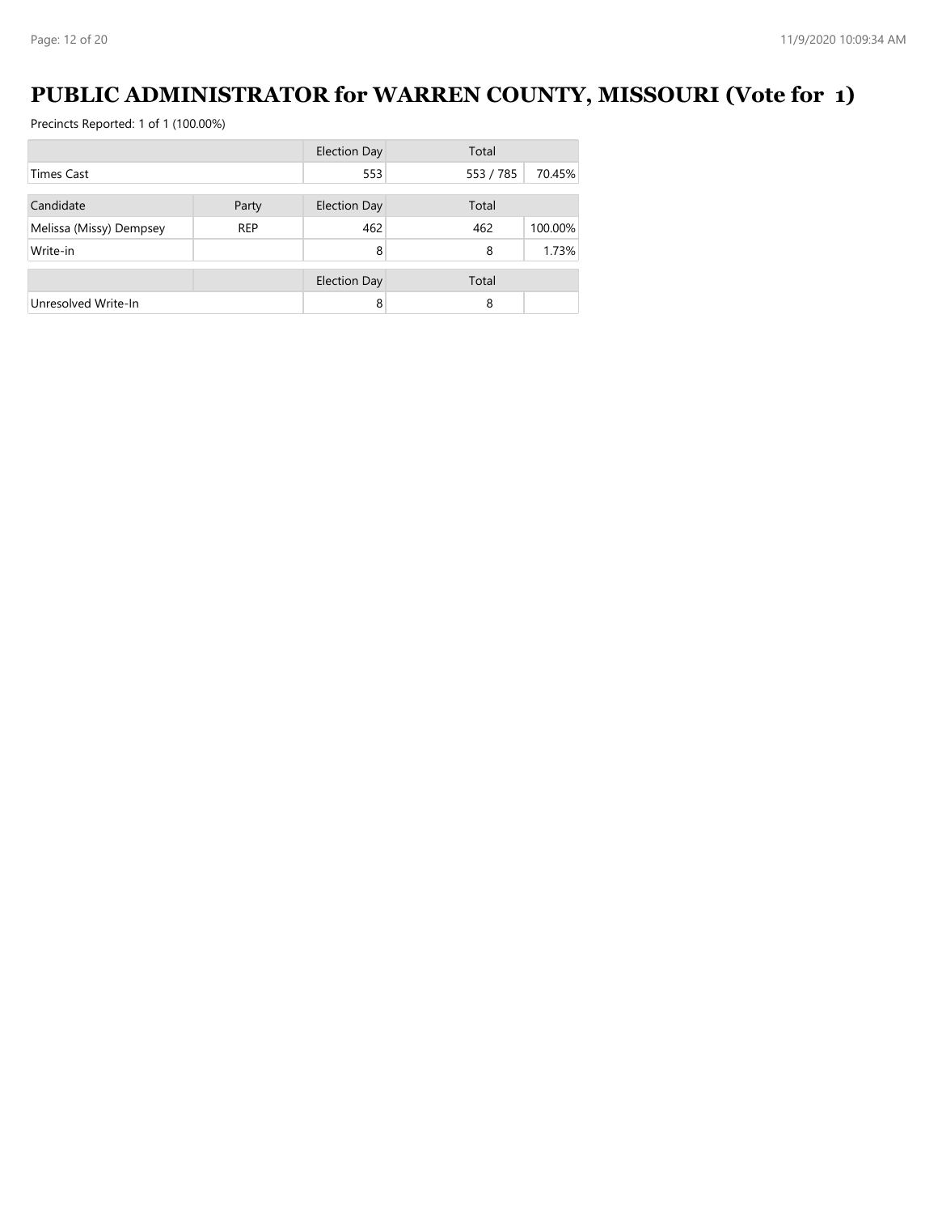# PUBLIC ADMINISTRATOR for WARREN COUNTY, MISSOURI (Vote for 1)

Precincts Reported: 1 of 1 (100.00%)

| | | Election Day | Total | |
|---|---|---|---|---|
| Times Cast | | 553 | 553 / 785 | 70.45% |

| Candidate | Party | Election Day | Total | |
|---|---|---|---|---|
| Melissa (Missy) Dempsey | REP | 462 | 462 | 100.00% |
| Write-in | | 8 | 8 | 1.73% |

| | | Election Day | Total | |
|---|---|---|---|---|
| Unresolved Write-In | | 8 | 8 | |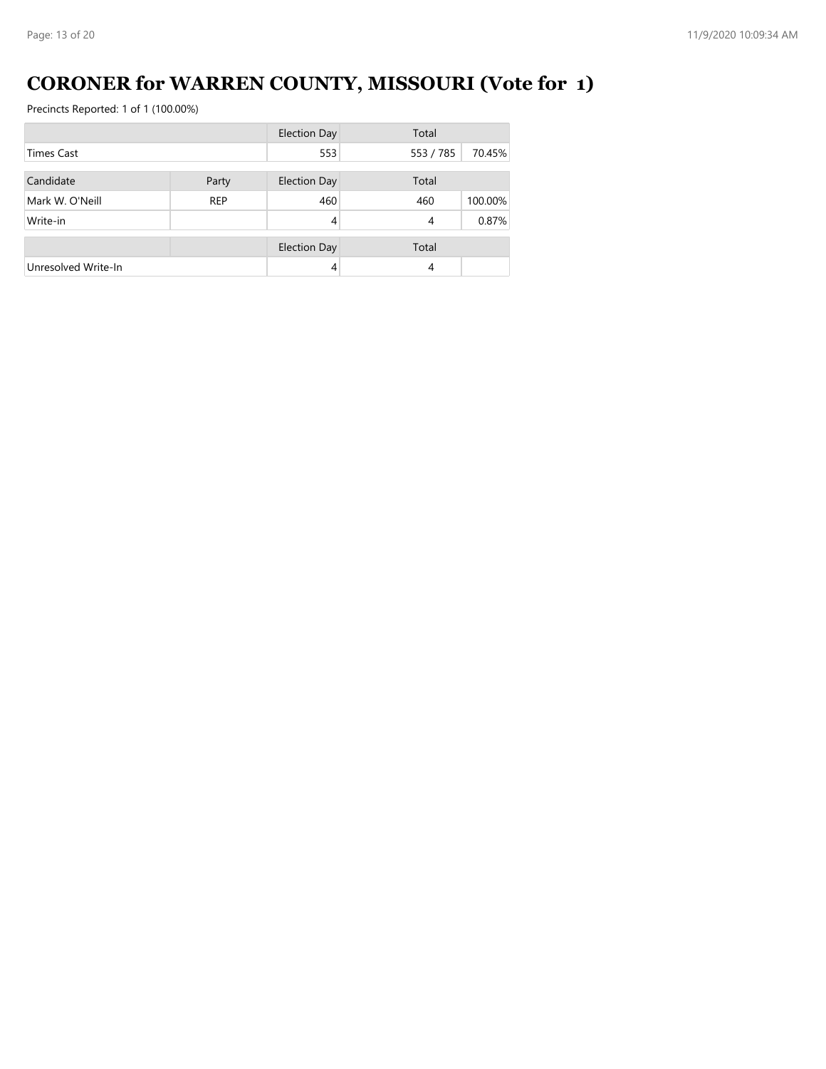# CORONER for WARREN COUNTY, MISSOURI (Vote for 1)

Precincts Reported: 1 of 1 (100.00%)

| | | Election Day | Total | |
|---|---|---|---|---|
| Times Cast | | 553 | 553 / 785 | 70.45% |

| Candidate | Party | Election Day | Total | |
|---|---|---|---|---|
| Mark W. O'Neill | REP | 460 | 460 | 100.00% |
| Write-in | | 4 | 4 | 0.87% |

| | | Election Day | Total | |
|---|---|---|---|---|
| Unresolved Write-In | | 4 | 4 | |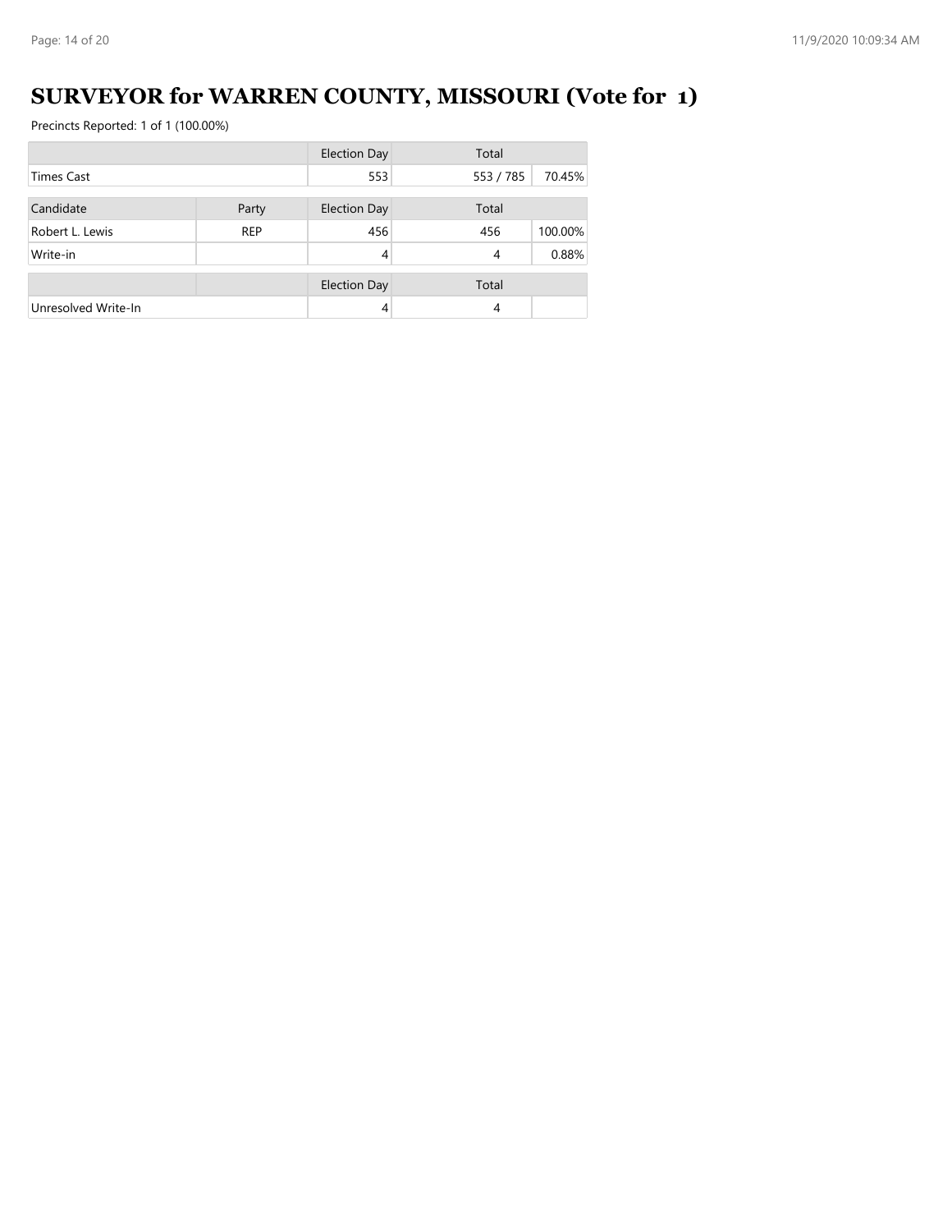# SURVEYOR for WARREN COUNTY, MISSOURI (Vote for 1)

Precincts Reported: 1 of 1 (100.00%)

| | | Election Day | Total | |
|---|---|---|---|---|
| Times Cast | | 553 | 553 / 785 | 70.45% |

| Candidate | Party | Election Day | Total | |
|---|---|---|---|---|
| Robert L. Lewis | REP | 456 | 456 | 100.00% |
| Write-in | | 4 | 4 | 0.88% |

| | | Election Day | Total | |
|---|---|---|---|---|
| Unresolved Write-In | | 4 | 4 | |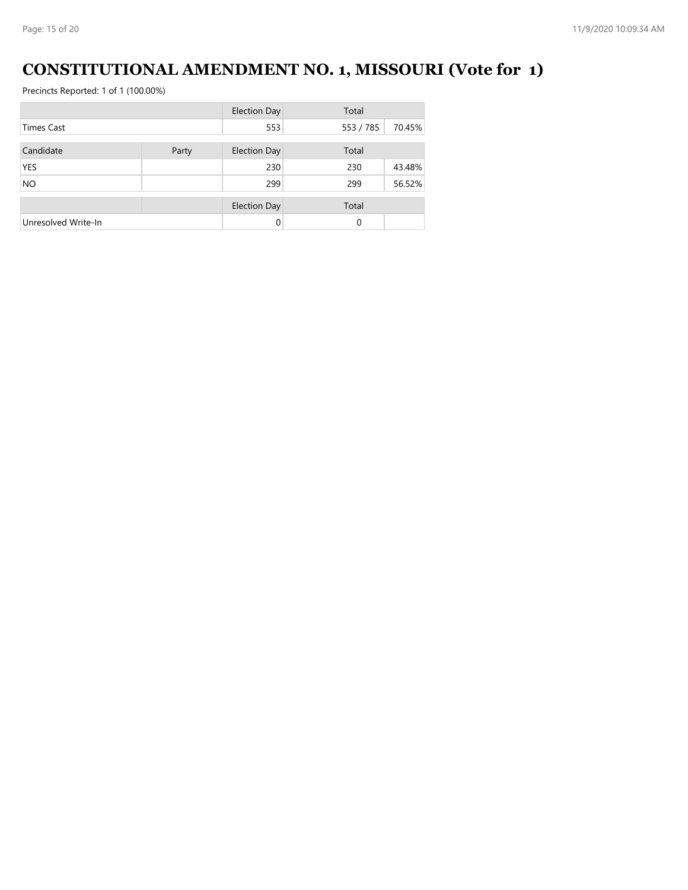# CONSTITUTIONAL AMENDMENT NO. 1, MISSOURI (Vote for 1)

Precincts Reported: 1 of 1 (100.00%)

| | | Election Day | Total | |
|---|---|---|---|---|
| Times Cast | | 553 | 553 / 785 | 70.45% |

| Candidate | Party | Election Day | Total | |
|---|---|---|---|---|
| YES | | 230 | 230 | 43.48% |
| NO | | 299 | 299 | 56.52% |

| | | Election Day | Total | |
|---|---|---|---|---|
| Unresolved Write-In | | 0 | 0 | |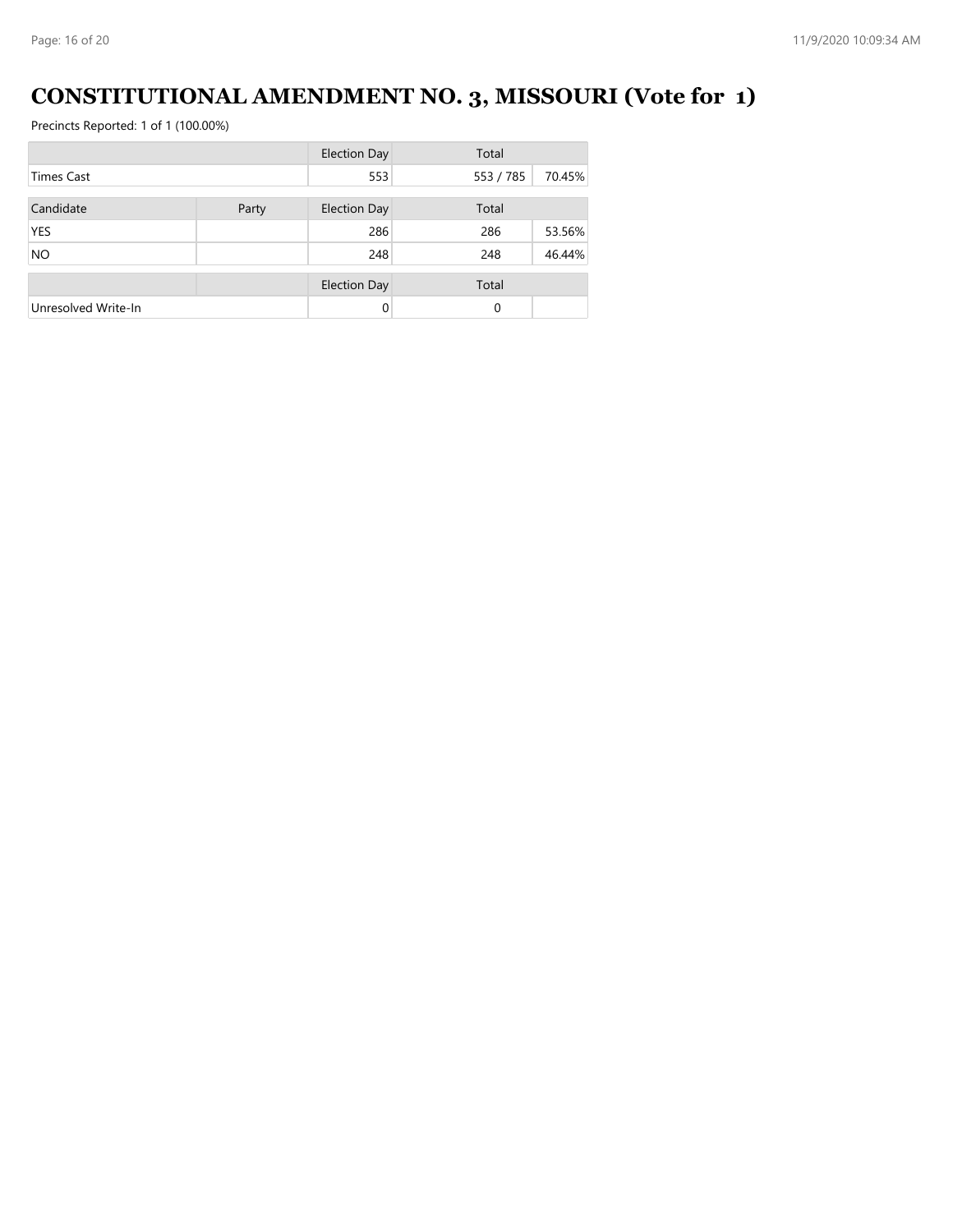# CONSTITUTIONAL AMENDMENT NO. 3, MISSOURI (Vote for 1)

Precincts Reported: 1 of 1 (100.00%)

| | | Election Day | Total | |
|---|---|---|---|---|
| Times Cast | | 553 | 553 / 785 | 70.45% |

| Candidate | Party | Election Day | Total | |
|---|---|---|---|---|
| YES | | 286 | 286 | 53.56% |
| NO | | 248 | 248 | 46.44% |

| | | Election Day | Total | |
|---|---|---|---|---|
| Unresolved Write-In | | 0 | 0 | |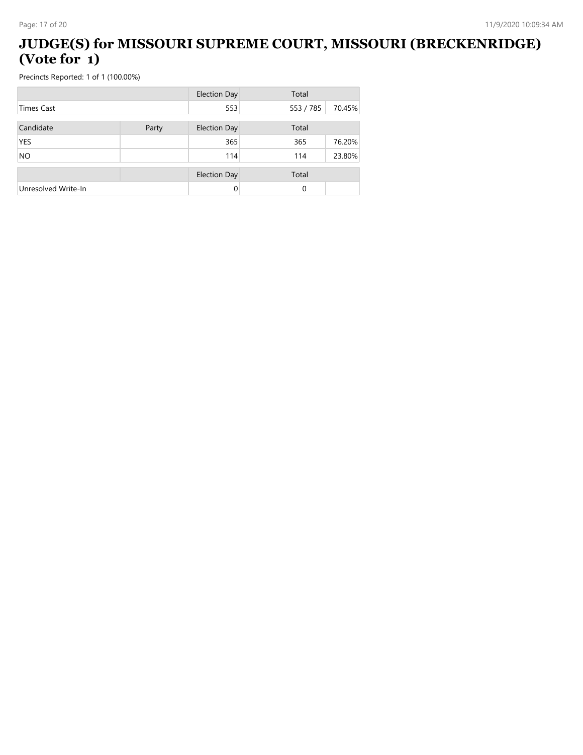# JUDGE(S) for MISSOURI SUPREME COURT, MISSOURI (BRECKENRIDGE) (Vote for 1)

Precincts Reported: 1 of 1 (100.00%)

| | | Election Day | Total | |
|---|---|---|---|---|
| Times Cast | | 553 | 553 / 785 | 70.45% |

| Candidate | Party | Election Day | Total | |
|---|---|---|---|---|
| YES | | 365 | 365 | 76.20% |
| NO | | 114 | 114 | 23.80% |

| | | Election Day | Total | |
|---|---|---|---|---|
| Unresolved Write-In | | 0 | 0 | |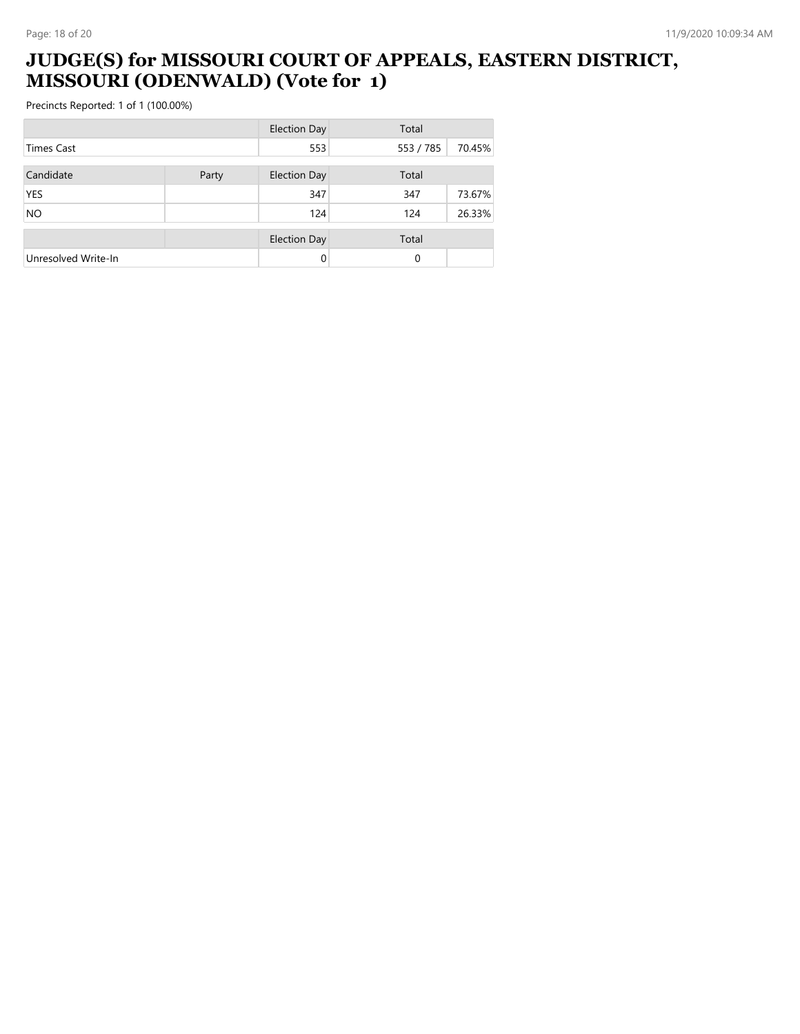# JUDGE(S) for MISSOURI COURT OF APPEALS, EASTERN DISTRICT, MISSOURI (ODENWALD) (Vote for 1)

Precincts Reported: 1 of 1 (100.00%)

| | | Election Day | Total | |
|---|---|---|---|---|
| Times Cast | | 553 | 553 / 785 | 70.45% |

| Candidate | Party | Election Day | Total | |
|---|---|---|---|---|
| YES | | 347 | 347 | 73.67% |
| NO | | 124 | 124 | 26.33% |

| | | Election Day | Total | |
|---|---|---|---|---|
| Unresolved Write-In | | 0 | 0 | |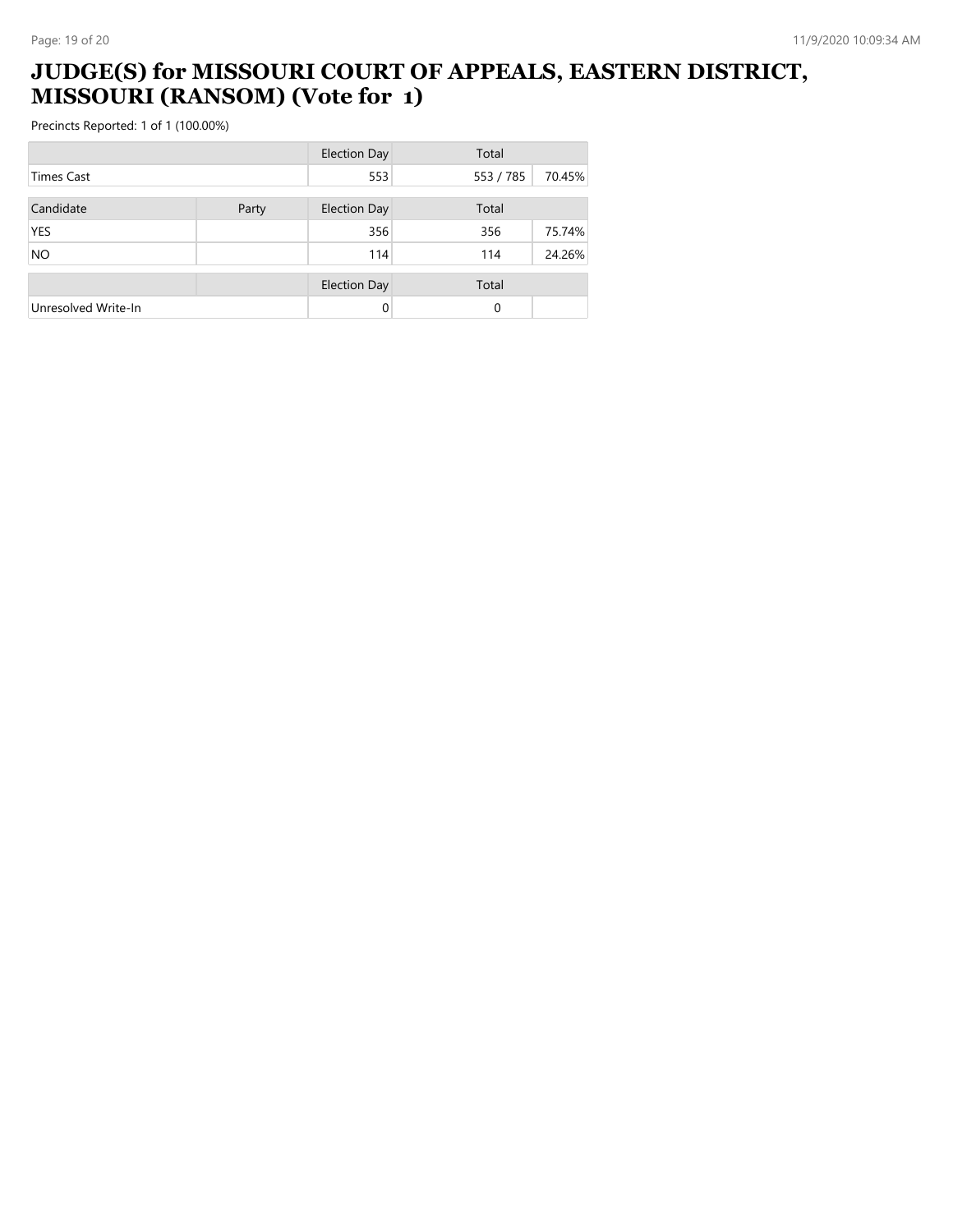# JUDGE(S) for MISSOURI COURT OF APPEALS, EASTERN DISTRICT, MISSOURI (RANSOM) (Vote for 1)

Precincts Reported: 1 of 1 (100.00%)

| | | Election Day | Total | |
|---|---|---|---|---|
| Times Cast | | 553 | 553 / 785 | 70.45% |

| Candidate | Party | Election Day | Total | |
|---|---|---|---|---|
| YES | | 356 | 356 | 75.74% |
| NO | | 114 | 114 | 24.26% |

| | | Election Day | Total | |
|---|---|---|---|---|
| Unresolved Write-In | | 0 | 0 | |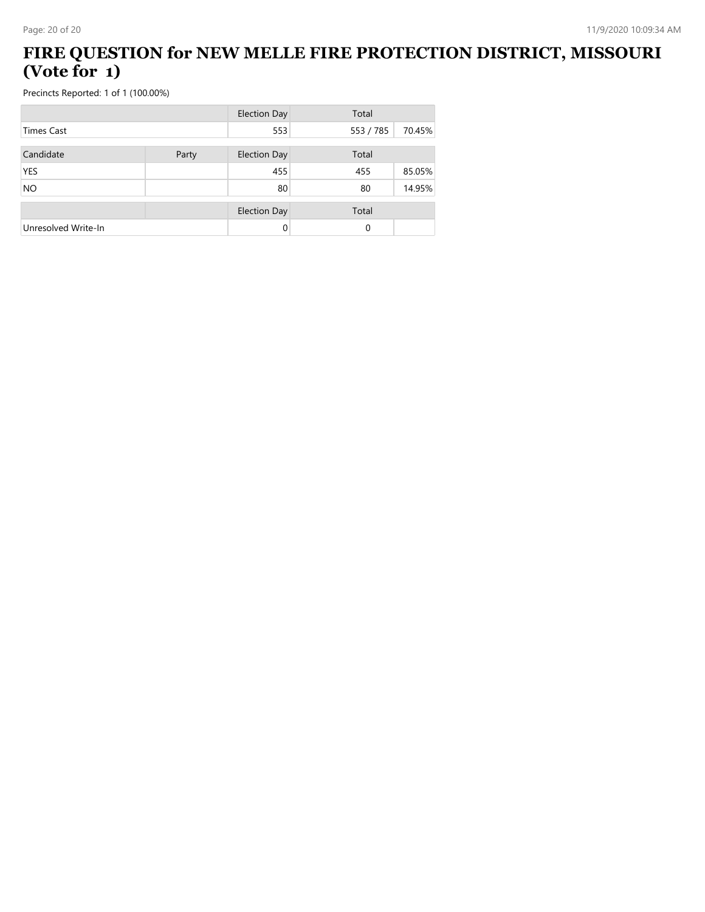# FIRE QUESTION for NEW MELLE FIRE PROTECTION DISTRICT, MISSOURI (Vote for 1)

Precincts Reported: 1 of 1 (100.00%)

| | | Election Day | Total | |
|---|---|---|---|---|
| Times Cast | | 553 | 553 / 785 | 70.45% |

| Candidate | Party | Election Day | Total | |
|---|---|---|---|---|
| YES | | 455 | 455 | 85.05% |
| NO | | 80 | 80 | 14.95% |

| | | Election Day | Total | |
|---|---|---|---|---|
| Unresolved Write-In | | 0 | 0 | |